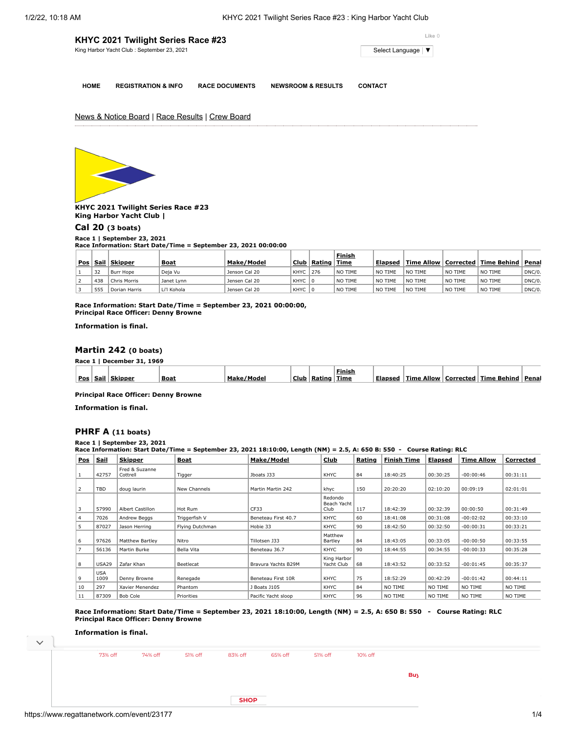# KHYC 2021 Twilight Series Race #23

King Harbor Yacht Club : September 23, 2021

Like 0

Select Language ▼

HOME | REGISTRATION & INFO | RACE DOCUMENTS | NEWSROOM & RESULTS | CONTACT

News & Notice Board | Race Results | Crew Board

**KHYC 2021 Twilight Series Race #23**
**King Harbor Yacht Club |**

## Cal 20 (3 boats)

**Race 1 | September 23, 2021**
**Race Information: Start Date/Time = September 23, 2021 00:00:00**

| Pos | Sail | Skipper | Boat | Make/Model | Club | Rating | Finish Time | Elapsed | Time Allow | Corrected | Time Behind | Penal |
|---|---|---|---|---|---|---|---|---|---|---|---|---|
| 1 | 32 | Burr Hope | Deja Vu | Jenson Cal 20 | KHYC | 276 | NO TIME | NO TIME | NO TIME | NO TIME | NO TIME | DNC/0. |
| 2 | 438 | Chris Morris | Janet Lynn | Jensen Cal 20 | KHYC | 0 | NO TIME | NO TIME | NO TIME | NO TIME | NO TIME | DNC/0. |
| 3 | 555 | Dorian Harris | Li'l Kohola | Jensen Cal 20 | KHYC | 0 | NO TIME | NO TIME | NO TIME | NO TIME | NO TIME | DNC/0. |

**Race Information: Start Date/Time = September 23, 2021 00:00:00,**
**Principal Race Officer: Denny Browne**

**Information is final.**

## Martin 242 (0 boats)

**Race 1 | December 31, 1969**

| Pos | Sail | Skipper | Boat | Make/Model | Club | Rating | Finish Time | Elapsed | Time Allow | Corrected | Time Behind | Penal |
|---|---|---|---|---|---|---|---|---|---|---|---|---|

**Principal Race Officer: Denny Browne**

**Information is final.**

## PHRF A (11 boats)

**Race 1 | September 23, 2021**
**Race Information: Start Date/Time = September 23, 2021 18:10:00, Length (NM) = 2.5, A: 650 B: 550 - Course Rating: RLC**

| Pos | Sail | Skipper | Boat | Make/Model | Club | Rating | Finish Time | Elapsed | Time Allow | Corrected |
|---|---|---|---|---|---|---|---|---|---|---|
| 1 | 42757 | Fred & Suzanne Cottrell | Tigger | Jboats J33 | KHYC | 84 | 18:40:25 | 00:30:25 | -00:00:46 | 00:31:11 |
| 2 | TBD | doug laurin | New Channels | Martin Martin 242 | khyc | 150 | 20:20:20 | 02:10:20 | 00:09:19 | 02:01:01 |
| 3 | 57990 | Albert Castillon | Hot Rum | CF33 | Redondo Beach Yacht Club | 117 | 18:42:39 | 00:32:39 | 00:00:50 | 00:31:49 |
| 4 | 7026 | Andrew Beggs | Triggerfish V | Beneteau First 40.7 | KHYC | 60 | 18:41:08 | 00:31:08 | -00:02:02 | 00:33:10 |
| 5 | 87027 | Jason Herring | Flying Dutchman | Hobie 33 | KHYC | 90 | 18:42:50 | 00:32:50 | -00:00:31 | 00:33:21 |
| 6 | 97626 | Matthew Bartley | Nitro | Tillotsen J33 | Matthew Bartley | 84 | 18:43:05 | 00:33:05 | -00:00:50 | 00:33:55 |
| 7 | 56136 | Martin Burke | Bella Vita | Beneteau 36.7 | KHYC | 90 | 18:44:55 | 00:34:55 | -00:00:33 | 00:35:28 |
| 8 | USA29 | Zafar Khan | Beetlecat | Bravura Yachts B29M | King Harbor Yacht Club | 68 | 18:43:52 | 00:33:52 | -00:01:45 | 00:35:37 |
| 9 | USA 1009 | Denny Browne | Renegade | Beneteau First 10R | KHYC | 75 | 18:52:29 | 00:42:29 | -00:01:42 | 00:44:11 |
| 10 | 297 | Xavier Menendez | Phantom | J Boats J105 | KHYC | 84 | NO TIME | NO TIME | NO TIME | NO TIME |
| 11 | 87309 | Bob Cole | Priorities | Pacific Yacht sloop | KHYC | 96 | NO TIME | NO TIME | NO TIME | NO TIME |

**Race Information: Start Date/Time = September 23, 2021 18:10:00, Length (NM) = 2.5, A: 650 B: 550 - Course Rating: RLC**
**Principal Race Officer: Denny Browne**

**Information is final.**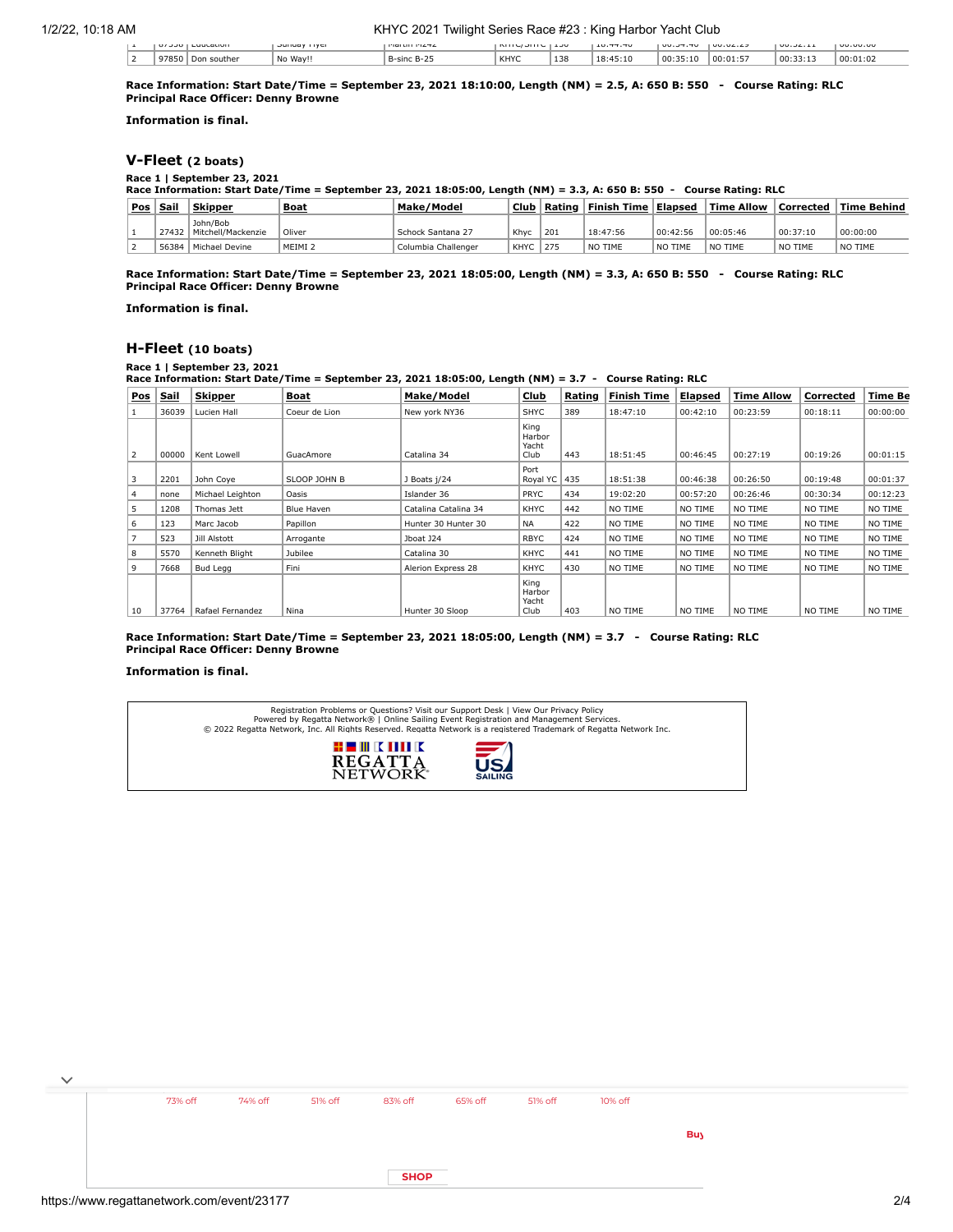| 2 | 97850 | Don souther | No Way!! | B-sinc B-25 | KHYC | 138 | 18:45:10 | 00:35:10 | 00:01:57 | 00:33:13 | 00:01:02 |
|---|---|---|---|---|---|---|---|---|---|---|---|

**Race Information: Start Date/Time = September 23, 2021 18:10:00, Length (NM) = 2.5, A: 650 B: 550 - Course Rating: RLC**
**Principal Race Officer: Denny Browne**

**Information is final.**

## V-Fleet (2 boats)

**Race 1 | September 23, 2021**
**Race Information: Start Date/Time = September 23, 2021 18:05:00, Length (NM) = 3.3, A: 650 B: 550 - Course Rating: RLC**

| Pos | Sail | Skipper | Boat | Make/Model | Club | Rating | Finish Time | Elapsed | Time Allow | Corrected | Time Behind |
|---|---|---|---|---|---|---|---|---|---|---|---|
| 1 | 27432 | John/Bob Mitchell/Mackenzie | Oliver | Schock Santana 27 | Khyc | 201 | 18:47:56 | 00:42:56 | 00:05:46 | 00:37:10 | 00:00:00 |
| 2 | 56384 | Michael Devine | MEIMI 2 | Columbia Challenger | KHYC | 275 | NO TIME | NO TIME | NO TIME | NO TIME | NO TIME |

**Race Information: Start Date/Time = September 23, 2021 18:05:00, Length (NM) = 3.3, A: 650 B: 550 - Course Rating: RLC**
**Principal Race Officer: Denny Browne**

**Information is final.**

## H-Fleet (10 boats)

**Race 1 | September 23, 2021**
**Race Information: Start Date/Time = September 23, 2021 18:05:00, Length (NM) = 3.7 - Course Rating: RLC**

| Pos | Sail | Skipper | Boat | Make/Model | Club | Rating | Finish Time | Elapsed | Time Allow | Corrected | Time Be |
|---|---|---|---|---|---|---|---|---|---|---|---|
| 1 | 36039 | Lucien Hall | Coeur de Lion | New york NY36 | SHYC | 389 | 18:47:10 | 00:42:10 | 00:23:59 | 00:18:11 | 00:00:00 |
| 2 | 00000 | Kent Lowell | GuacAmore | Catalina 34 | King Harbor Yacht Club | 443 | 18:51:45 | 00:46:45 | 00:27:19 | 00:19:26 | 00:01:15 |
| 3 | 2201 | John Coye | SLOOP JOHN B | J Boats j/24 | Port Royal YC | 435 | 18:51:38 | 00:46:38 | 00:26:50 | 00:19:48 | 00:01:37 |
| 4 | none | Michael Leighton | Oasis | Islander 36 | PRYC | 434 | 19:02:20 | 00:57:20 | 00:26:46 | 00:30:34 | 00:12:23 |
| 5 | 1208 | Thomas Jett | Blue Haven | Catalina Catalina 34 | KHYC | 442 | NO TIME | NO TIME | NO TIME | NO TIME | NO TIME |
| 6 | 123 | Marc Jacob | Papillon | Hunter 30 Hunter 30 | NA | 422 | NO TIME | NO TIME | NO TIME | NO TIME | NO TIME |
| 7 | 523 | Jill Alstott | Arrogante | Jboat J24 | RBYC | 424 | NO TIME | NO TIME | NO TIME | NO TIME | NO TIME |
| 8 | 5570 | Kenneth Blight | Jubilee | Catalina 30 | KHYC | 441 | NO TIME | NO TIME | NO TIME | NO TIME | NO TIME |
| 9 | 7668 | Bud Legg | Fini | Alerion Express 28 | KHYC | 430 | NO TIME | NO TIME | NO TIME | NO TIME | NO TIME |
| 10 | 37764 | Rafael Fernandez | Nina | Hunter 30 Sloop | King Harbor Yacht Club | 403 | NO TIME | NO TIME | NO TIME | NO TIME | NO TIME |

**Race Information: Start Date/Time = September 23, 2021 18:05:00, Length (NM) = 3.7 - Course Rating: RLC**
**Principal Race Officer: Denny Browne**

**Information is final.**

Registration Problems or Questions? Visit our Support Desk | View Our Privacy Policy
Powered by Regatta Network® | Online Sailing Event Registration and Management Services.
© 2022 Regatta Network, Inc. All Rights Reserved. Regatta Network is a registered Trademark of Regatta Network Inc.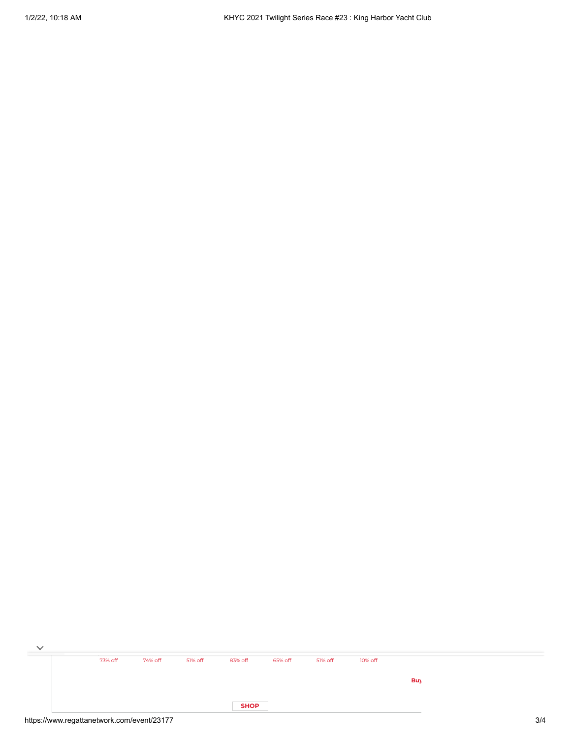73% off 74% off 51% off 83% off 65% off 51% off 10% off

Buy

SHOP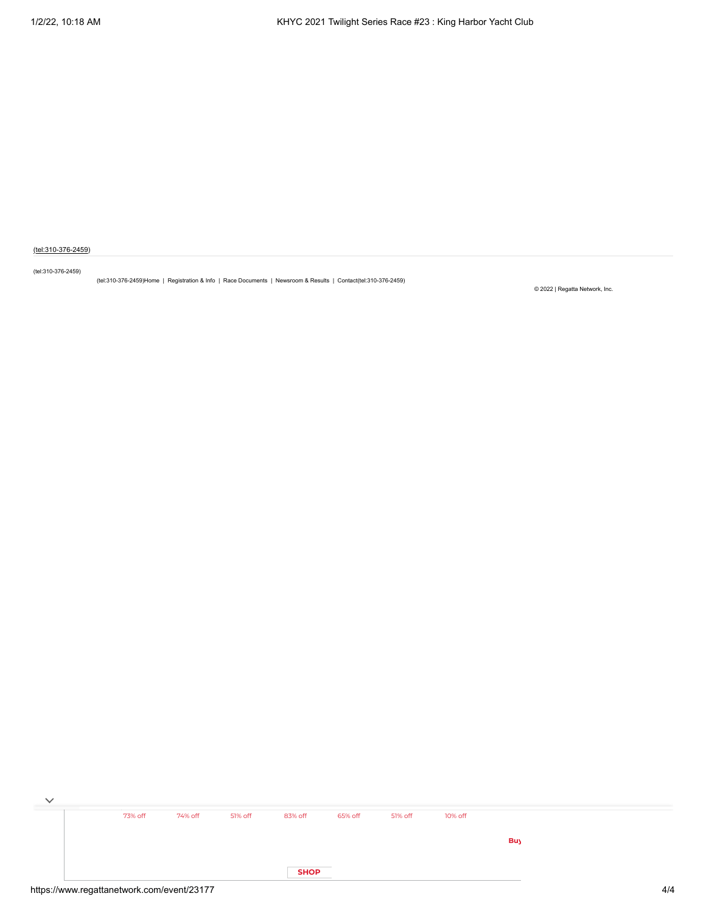(tel:310-376-2459)

(tel:310-376-2459)

(tel:310-376-2459)Home | Registration & Info | Race Documents | Newsroom & Results | Contact(tel:310-376-2459)

© 2022 | Regatta Network, Inc.

73% off 74% off 51% off 83% off 65% off 51% off 10% off

Buy

SHOP